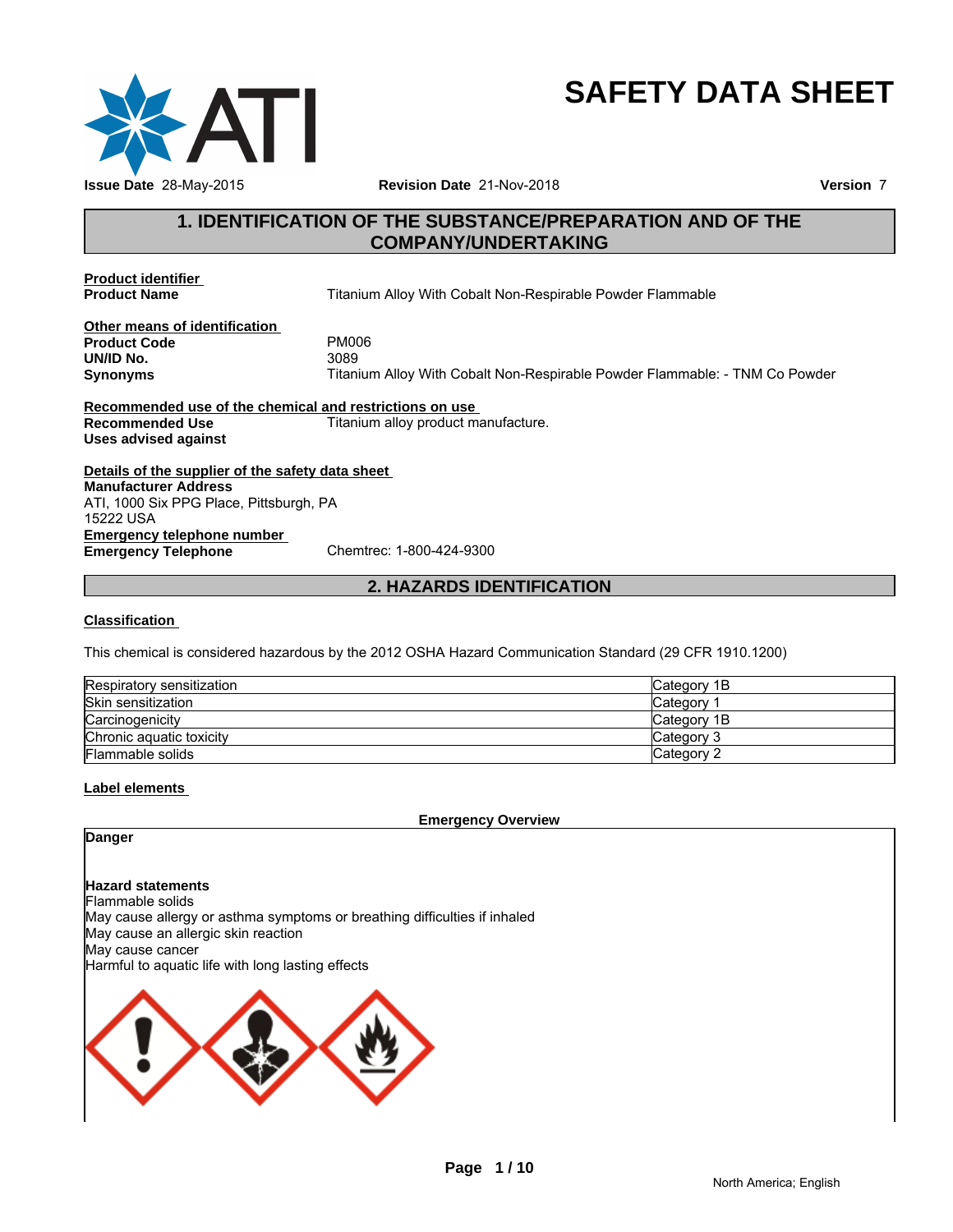# SAFETY DATA SHEET

**Issue Date** 28-May-2015 **Revision Date** 21-Nov-2018 **Version** 7

## 1. IDENTIFICATION OF THE SUBSTANCE/PREPARATION AND OF THE COMPANY/UNDERTAKING

**Product identifier**

**Product Name** Titanium Alloy With Cobalt Non-Respirable Powder Flammable

**Other means of identification**

**Product Code** PM006

**UN/ID No.** 3089

**Synonyms** Titanium Alloy With Cobalt Non-Respirable Powder Flammable: - TNM Co Powder

**Recommended use of the chemical and restrictions on use**

**Recommended Use** Titanium alloy product manufacture.

**Uses advised against**

**Details of the supplier of the safety data sheet**

**Manufacturer Address**

ATI, 1000 Six PPG Place, Pittsburgh, PA
15222 USA

**Emergency telephone number**

**Emergency Telephone** Chemtrec: 1-800-424-9300

## 2. HAZARDS IDENTIFICATION

**Classification**

This chemical is considered hazardous by the 2012 OSHA Hazard Communication Standard (29 CFR 1910.1200)

| | |
|---|---|
| Respiratory sensitization | Category 1B |
| Skin sensitization | Category 1 |
| Carcinogenicity | Category 1B |
| Chronic aquatic toxicity | Category 3 |
| Flammable solids | Category 2 |

**Label elements**

**Emergency Overview**

**Danger**

**Hazard statements**

Flammable solids

May cause allergy or asthma symptoms or breathing difficulties if inhaled

May cause an allergic skin reaction

May cause cancer

Harmful to aquatic life with long lasting effects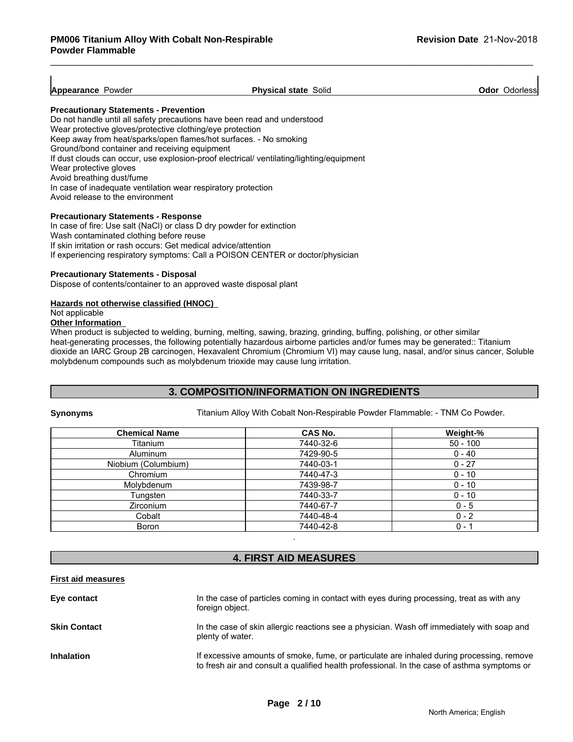| Appearance Powder | Physical state Solid | Odor Odorless |
|---|---|---|

**Precautionary Statements - Prevention**

Do not handle until all safety precautions have been read and understood
Wear protective gloves/protective clothing/eye protection
Keep away from heat/sparks/open flames/hot surfaces. - No smoking
Ground/bond container and receiving equipment
If dust clouds can occur, use explosion-proof electrical/ ventilating/lighting/equipment
Wear protective gloves
Avoid breathing dust/fume
In case of inadequate ventilation wear respiratory protection
Avoid release to the environment

**Precautionary Statements - Response**

In case of fire: Use salt (NaCl) or class D dry powder for extinction
Wash contaminated clothing before reuse
If skin irritation or rash occurs: Get medical advice/attention
If experiencing respiratory symptoms: Call a POISON CENTER or doctor/physician

**Precautionary Statements - Disposal**

Dispose of contents/container to an approved waste disposal plant

**Hazards not otherwise classified (HNOC)**

Not applicable

**Other Information**

When product is subjected to welding, burning, melting, sawing, brazing, grinding, buffing, polishing, or other similar heat-generating processes, the following potentially hazardous airborne particles and/or fumes may be generated:: Titanium dioxide an IARC Group 2B carcinogen, Hexavalent Chromium (Chromium VI) may cause lung, nasal, and/or sinus cancer, Soluble molybdenum compounds such as molybdenum trioxide may cause lung irritation.

## 3. COMPOSITION/INFORMATION ON INGREDIENTS

**Synonyms** Titanium Alloy With Cobalt Non-Respirable Powder Flammable: - TNM Co Powder.

| Chemical Name | CAS No. | Weight-% |
|---|---|---|
| Titanium | 7440-32-6 | 50 - 100 |
| Aluminum | 7429-90-5 | 0 - 40 |
| Niobium (Columbium) | 7440-03-1 | 0 - 27 |
| Chromium | 7440-47-3 | 0 - 10 |
| Molybdenum | 7439-98-7 | 0 - 10 |
| Tungsten | 7440-33-7 | 0 - 10 |
| Zirconium | 7440-67-7 | 0 - 5 |
| Cobalt | 7440-48-4 | 0 - 2 |
| Boron | 7440-42-8 | 0 - 1 |

.

## 4. FIRST AID MEASURES

**First aid measures**

**Eye contact** In the case of particles coming in contact with eyes during processing, treat as with any foreign object.

**Skin Contact** In the case of skin allergic reactions see a physician. Wash off immediately with soap and plenty of water.

**Inhalation** If excessive amounts of smoke, fume, or particulate are inhaled during processing, remove to fresh air and consult a qualified health professional. In the case of asthma symptoms or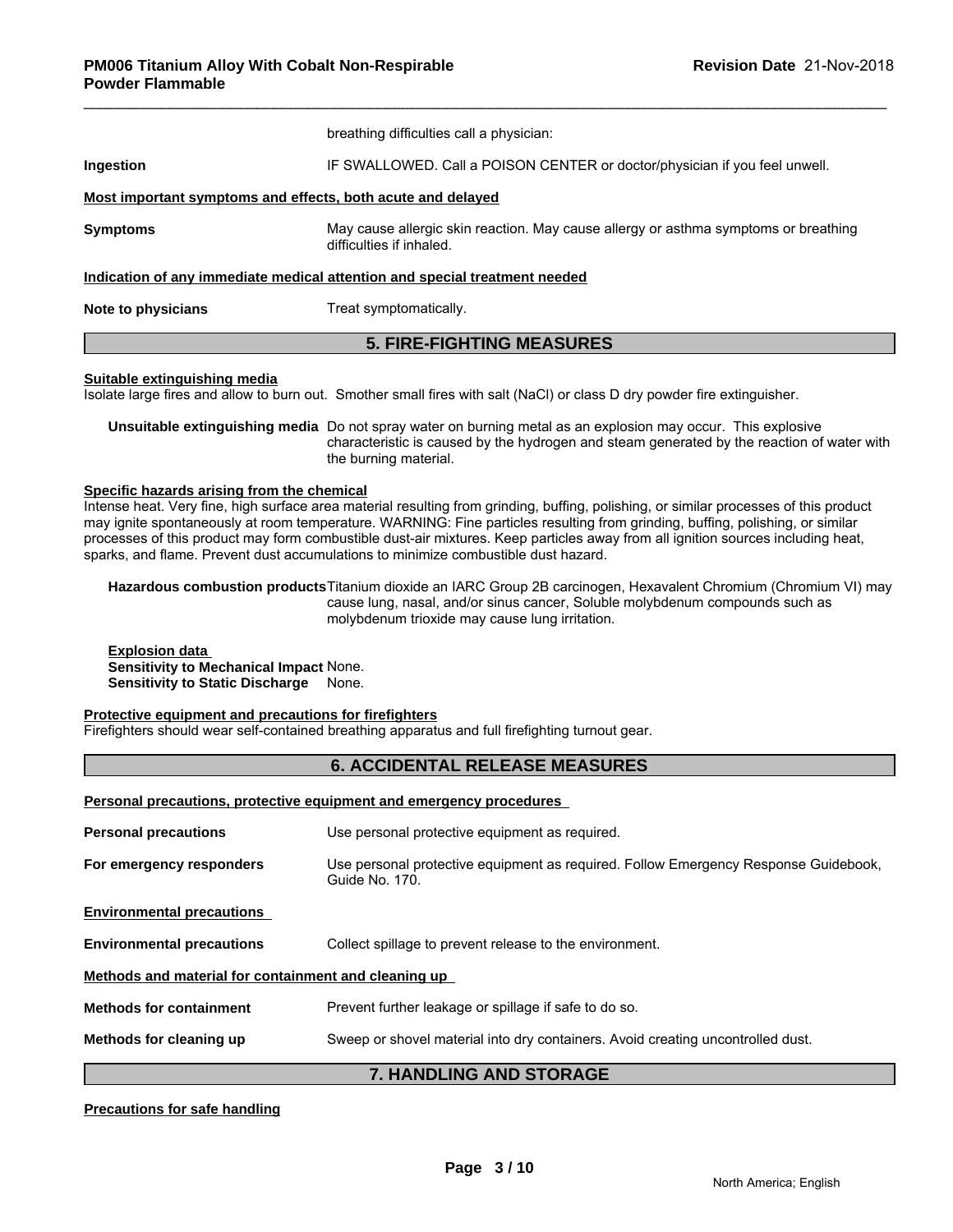breathing difficulties call a physician:

**Ingestion** IF SWALLOWED. Call a POISON CENTER or doctor/physician if you feel unwell.

**Most important symptoms and effects, both acute and delayed**

**Symptoms** May cause allergic skin reaction. May cause allergy or asthma symptoms or breathing difficulties if inhaled.

**Indication of any immediate medical attention and special treatment needed**

**Note to physicians** Treat symptomatically.

## 5. FIRE-FIGHTING MEASURES

**Suitable extinguishing media**

Isolate large fires and allow to burn out. Smother small fires with salt (NaCl) or class D dry powder fire extinguisher.

**Unsuitable extinguishing media** Do not spray water on burning metal as an explosion may occur. This explosive characteristic is caused by the hydrogen and steam generated by the reaction of water with the burning material.

**Specific hazards arising from the chemical**

Intense heat. Very fine, high surface area material resulting from grinding, buffing, polishing, or similar processes of this product may ignite spontaneously at room temperature. WARNING: Fine particles resulting from grinding, buffing, polishing, or similar processes of this product may form combustible dust-air mixtures. Keep particles away from all ignition sources including heat, sparks, and flame. Prevent dust accumulations to minimize combustible dust hazard.

**Hazardous combustion products** Titanium dioxide an IARC Group 2B carcinogen, Hexavalent Chromium (Chromium VI) may cause lung, nasal, and/or sinus cancer, Soluble molybdenum compounds such as molybdenum trioxide may cause lung irritation.

**Explosion data**
**Sensitivity to Mechanical Impact** None.
**Sensitivity to Static Discharge** None.

**Protective equipment and precautions for firefighters**

Firefighters should wear self-contained breathing apparatus and full firefighting turnout gear.

## 6. ACCIDENTAL RELEASE MEASURES

**Personal precautions, protective equipment and emergency procedures**

**Personal precautions** Use personal protective equipment as required.

**For emergency responders** Use personal protective equipment as required. Follow Emergency Response Guidebook, Guide No. 170.

**Environmental precautions**

**Environmental precautions** Collect spillage to prevent release to the environment.

**Methods and material for containment and cleaning up**

**Methods for containment** Prevent further leakage or spillage if safe to do so.

**Methods for cleaning up** Sweep or shovel material into dry containers. Avoid creating uncontrolled dust.

## 7. HANDLING AND STORAGE

**Precautions for safe handling**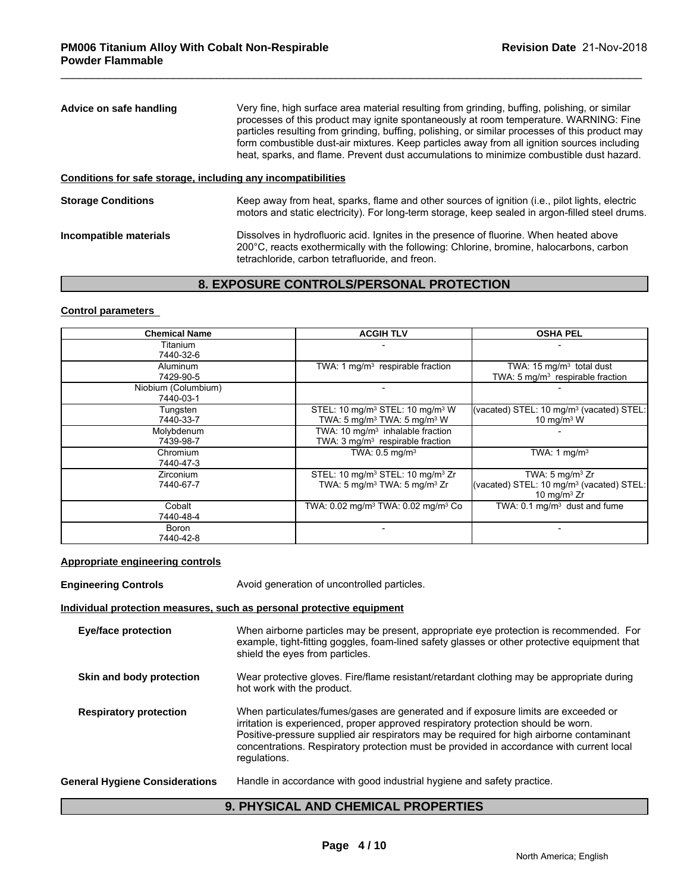**Advice on safe handling** Very fine, high surface area material resulting from grinding, buffing, polishing, or similar processes of this product may ignite spontaneously at room temperature. WARNING: Fine particles resulting from grinding, buffing, polishing, or similar processes of this product may form combustible dust-air mixtures. Keep particles away from all ignition sources including heat, sparks, and flame. Prevent dust accumulations to minimize combustible dust hazard.

**Conditions for safe storage, including any incompatibilities**

**Storage Conditions** Keep away from heat, sparks, flame and other sources of ignition (i.e., pilot lights, electric motors and static electricity). For long-term storage, keep sealed in argon-filled steel drums.

**Incompatible materials** Dissolves in hydrofluoric acid. Ignites in the presence of fluorine. When heated above 200°C, reacts exothermically with the following: Chlorine, bromine, halocarbons, carbon tetrachloride, carbon tetrafluoride, and freon.

## 8. EXPOSURE CONTROLS/PERSONAL PROTECTION

**Control parameters**

| Chemical Name | ACGIH TLV | OSHA PEL |
|---|---|---|
| Titanium 7440-32-6 | - | - |
| Aluminum 7429-90-5 | TWA: 1 mg/m³ respirable fraction | TWA: 15 mg/m³ total dust TWA: 5 mg/m³ respirable fraction |
| Niobium (Columbium) 7440-03-1 | - | - |
| Tungsten 7440-33-7 | STEL: 10 mg/m³ STEL: 10 mg/m³ W TWA: 5 mg/m³ TWA: 5 mg/m³ W | (vacated) STEL: 10 mg/m³ (vacated) STEL: 10 mg/m³ W |
| Molybdenum 7439-98-7 | TWA: 10 mg/m³ inhalable fraction TWA: 3 mg/m³ respirable fraction | - |
| Chromium 7440-47-3 | TWA: 0.5 mg/m³ | TWA: 1 mg/m³ |
| Zirconium 7440-67-7 | STEL: 10 mg/m³ STEL: 10 mg/m³ Zr TWA: 5 mg/m³ TWA: 5 mg/m³ Zr | TWA: 5 mg/m³ Zr (vacated) STEL: 10 mg/m³ (vacated) STEL: 10 mg/m³ Zr |
| Cobalt 7440-48-4 | TWA: 0.02 mg/m³ TWA: 0.02 mg/m³ Co | TWA: 0.1 mg/m³ dust and fume |
| Boron 7440-42-8 | - | - |

**Appropriate engineering controls**

**Engineering Controls** Avoid generation of uncontrolled particles.

**Individual protection measures, such as personal protective equipment**

**Eye/face protection** When airborne particles may be present, appropriate eye protection is recommended. For example, tight-fitting goggles, foam-lined safety glasses or other protective equipment that shield the eyes from particles.

**Skin and body protection** Wear protective gloves. Fire/flame resistant/retardant clothing may be appropriate during hot work with the product.

**Respiratory protection** When particulates/fumes/gases are generated and if exposure limits are exceeded or irritation is experienced, proper approved respiratory protection should be worn. Positive-pressure supplied air respirators may be required for high airborne contaminant concentrations. Respiratory protection must be provided in accordance with current local regulations.

**General Hygiene Considerations** Handle in accordance with good industrial hygiene and safety practice.

## 9. PHYSICAL AND CHEMICAL PROPERTIES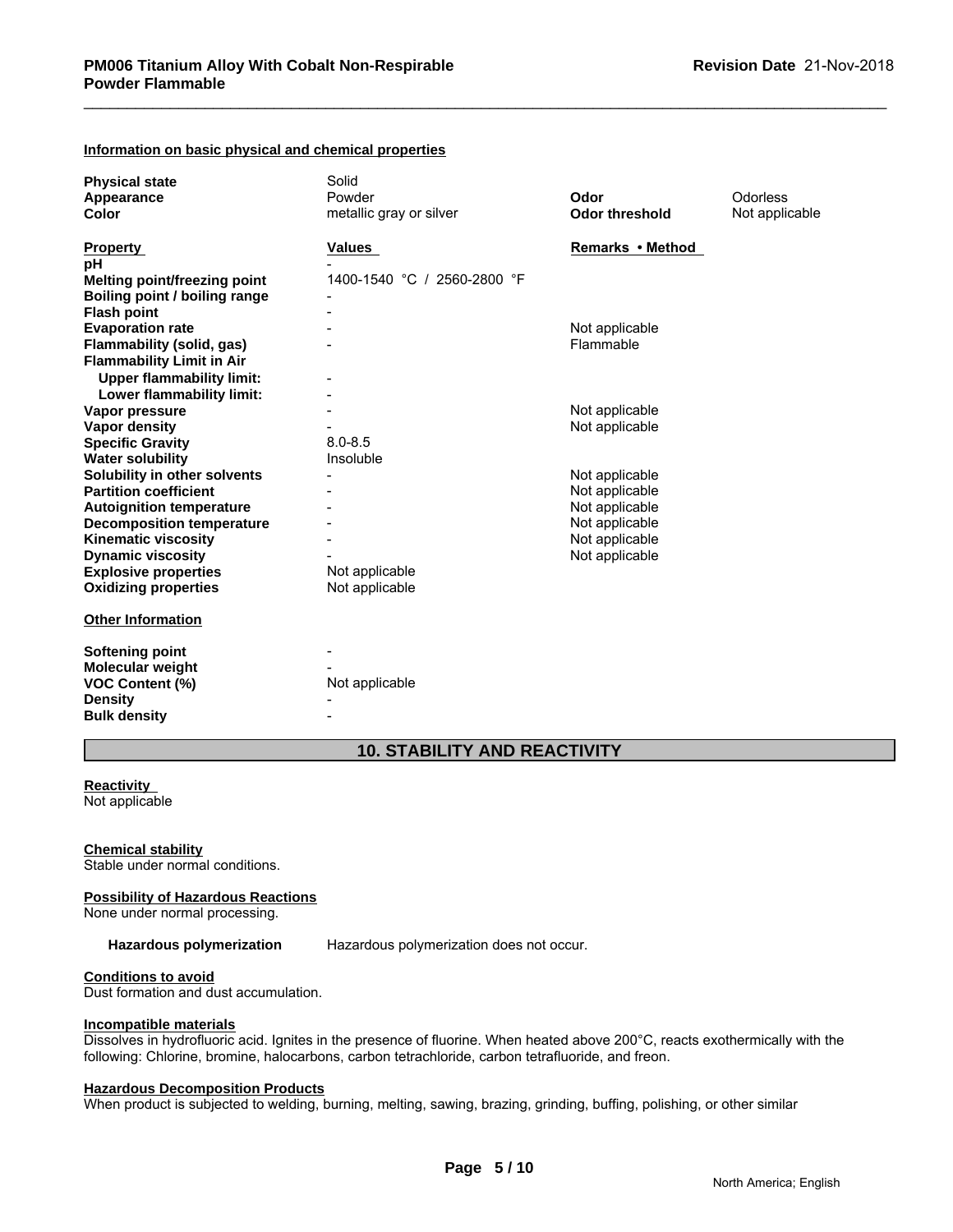### Information on basic physical and chemical properties

| | | | |
|---|---|---|---|
| **Physical state** | Solid | | |
| **Appearance** | Powder | **Odor** | Odorless |
| **Color** | metallic gray or silver | **Odor threshold** | Not applicable |

| **Property** | **Values** | **Remarks • Method** |
|---|---|---|
| **pH** | - | |
| **Melting point/freezing point** | 1400-1540 °C / 2560-2800 °F | |
| **Boiling point / boiling range** | - | |
| **Flash point** | - | |
| **Evaporation rate** | - | Not applicable |
| **Flammability (solid, gas)** | - | Flammable |
| **Flammability Limit in Air** | | |
| **Upper flammability limit:** | - | |
| **Lower flammability limit:** | - | |
| **Vapor pressure** | - | Not applicable |
| **Vapor density** | - | Not applicable |
| **Specific Gravity** | 8.0-8.5 | |
| **Water solubility** | Insoluble | |
| **Solubility in other solvents** | - | Not applicable |
| **Partition coefficient** | - | Not applicable |
| **Autoignition temperature** | - | Not applicable |
| **Decomposition temperature** | - | Not applicable |
| **Kinematic viscosity** | - | Not applicable |
| **Dynamic viscosity** | - | Not applicable |
| **Explosive properties** | Not applicable | |
| **Oxidizing properties** | Not applicable | |

**Other Information**

| | |
|---|---|
| **Softening point** | - |
| **Molecular weight** | - |
| **VOC Content (%)** | Not applicable |
| **Density** | - |
| **Bulk density** | - |

## 10. STABILITY AND REACTIVITY

**Reactivity**
Not applicable

**Chemical stability**
Stable under normal conditions.

**Possibility of Hazardous Reactions**
None under normal processing.

**Hazardous polymerization** Hazardous polymerization does not occur.

**Conditions to avoid**
Dust formation and dust accumulation.

**Incompatible materials**
Dissolves in hydrofluoric acid. Ignites in the presence of fluorine. When heated above 200°C, reacts exothermically with the following: Chlorine, bromine, halocarbons, carbon tetrachloride, carbon tetrafluoride, and freon.

**Hazardous Decomposition Products**
When product is subjected to welding, burning, melting, sawing, brazing, grinding, buffing, polishing, or other similar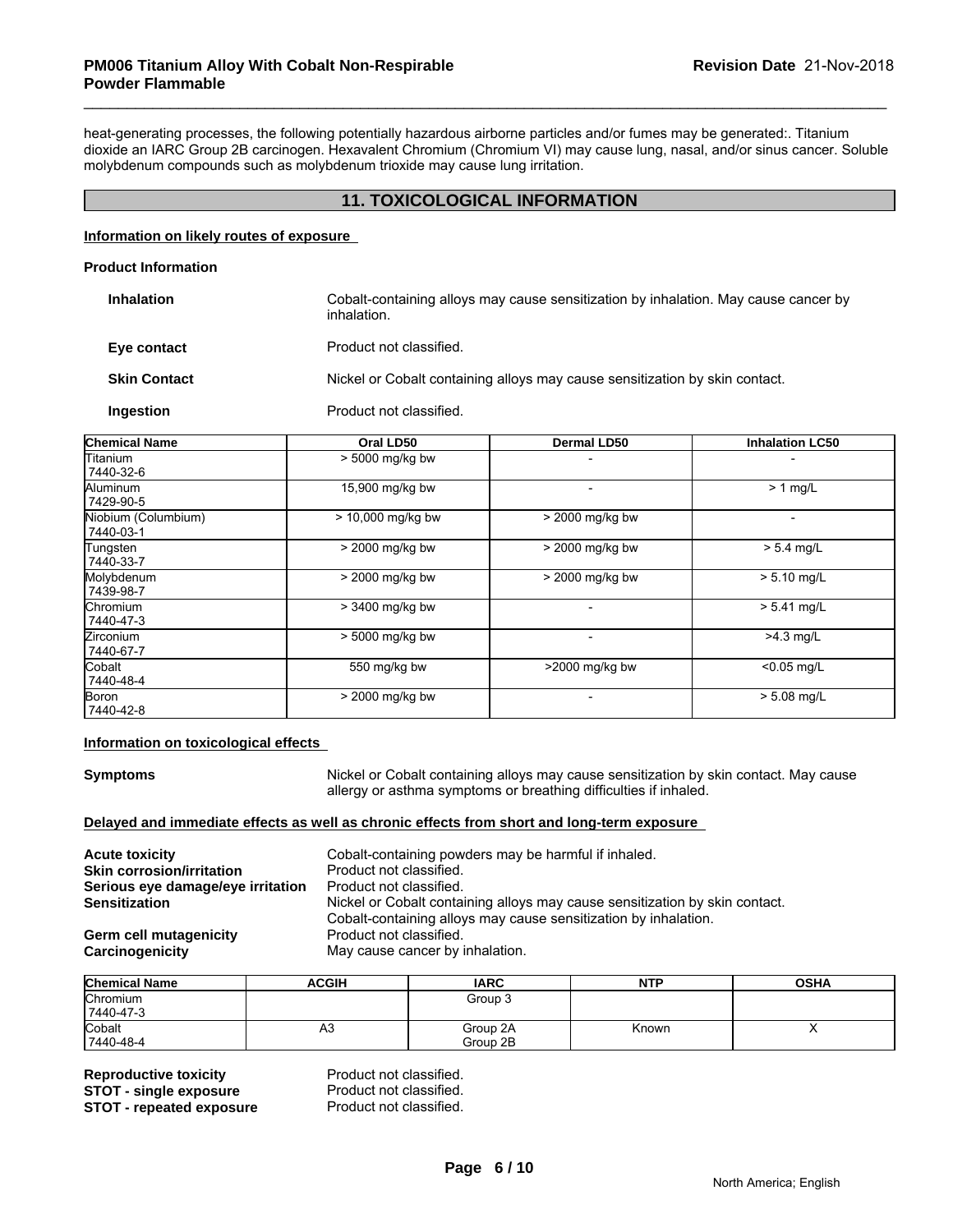heat-generating processes, the following potentially hazardous airborne particles and/or fumes may be generated:. Titanium dioxide an IARC Group 2B carcinogen. Hexavalent Chromium (Chromium VI) may cause lung, nasal, and/or sinus cancer. Soluble molybdenum compounds such as molybdenum trioxide may cause lung irritation.

## 11. TOXICOLOGICAL INFORMATION

**Information on likely routes of exposure**

**Product Information**

**Inhalation** Cobalt-containing alloys may cause sensitization by inhalation. May cause cancer by inhalation.

**Eye contact** Product not classified.

**Skin Contact** Nickel or Cobalt containing alloys may cause sensitization by skin contact.

**Ingestion** Product not classified.

| Chemical Name | Oral LD50 | Dermal LD50 | Inhalation LC50 |
|---|---|---|---|
| Titanium 7440-32-6 | > 5000 mg/kg bw | - | - |
| Aluminum 7429-90-5 | 15,900 mg/kg bw | - | > 1 mg/L |
| Niobium (Columbium) 7440-03-1 | > 10,000 mg/kg bw | > 2000 mg/kg bw | - |
| Tungsten 7440-33-7 | > 2000 mg/kg bw | > 2000 mg/kg bw | > 5.4 mg/L |
| Molybdenum 7439-98-7 | > 2000 mg/kg bw | > 2000 mg/kg bw | > 5.10 mg/L |
| Chromium 7440-47-3 | > 3400 mg/kg bw | - | > 5.41 mg/L |
| Zirconium 7440-67-7 | > 5000 mg/kg bw | - | >4.3 mg/L |
| Cobalt 7440-48-4 | 550 mg/kg bw | >2000 mg/kg bw | <0.05 mg/L |
| Boron 7440-42-8 | > 2000 mg/kg bw | - | > 5.08 mg/L |

**Information on toxicological effects**

**Symptoms** Nickel or Cobalt containing alloys may cause sensitization by skin contact. May cause allergy or asthma symptoms or breathing difficulties if inhaled.

**Delayed and immediate effects as well as chronic effects from short and long-term exposure**

**Acute toxicity** Cobalt-containing powders may be harmful if inhaled.
**Skin corrosion/irritation** Product not classified.
**Serious eye damage/eye irritation** Product not classified.
**Sensitization** Nickel or Cobalt containing alloys may cause sensitization by skin contact. Cobalt-containing alloys may cause sensitization by inhalation.
**Germ cell mutagenicity** Product not classified.
**Carcinogenicity** May cause cancer by inhalation.

| Chemical Name | ACGIH | IARC | NTP | OSHA |
|---|---|---|---|---|
| Chromium 7440-47-3 | | Group 3 | | |
| Cobalt 7440-48-4 | A3 | Group 2A Group 2B | Known | X |

**Reproductive toxicity** Product not classified.
**STOT - single exposure** Product not classified.
**STOT - repeated exposure** Product not classified.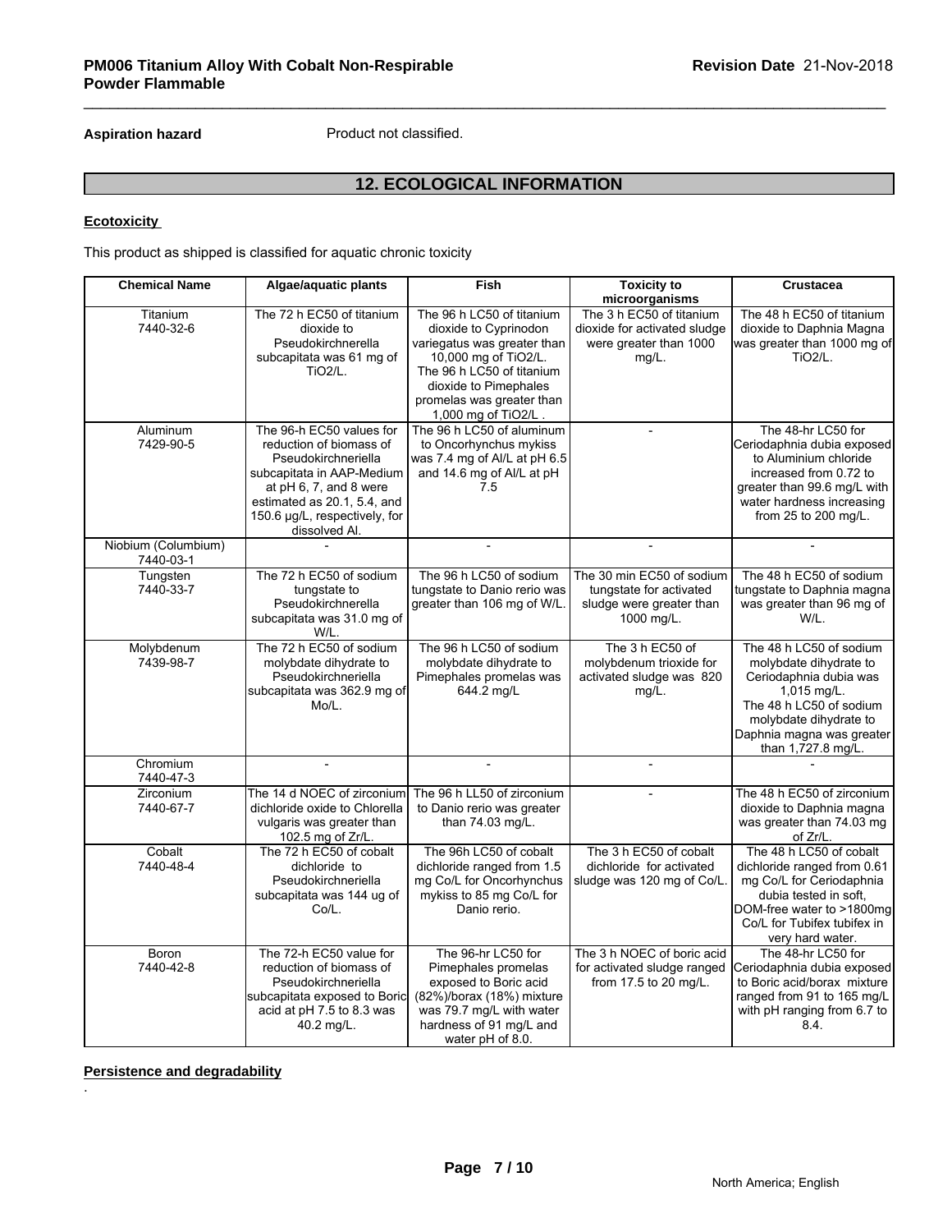**Aspiration hazard** Product not classified.

## 12. ECOLOGICAL INFORMATION

**Ecotoxicity**

This product as shipped is classified for aquatic chronic toxicity

| Chemical Name | Algae/aquatic plants | Fish | Toxicity to microorganisms | Crustacea |
|---|---|---|---|---|
| Titanium 7440-32-6 | The 72 h EC50 of titanium dioxide to Pseudokirchnerella subcapitata was 61 mg of TiO2/L. | The 96 h LC50 of titanium dioxide to Cyprinodon variegatus was greater than 10,000 mg of TiO2/L. The 96 h LC50 of titanium dioxide to Pimephales promelas was greater than 1,000 mg of TiO2/L . | The 3 h EC50 of titanium dioxide for activated sludge were greater than 1000 mg/L. | The 48 h EC50 of titanium dioxide to Daphnia Magna was greater than 1000 mg of TiO2/L. |
| Aluminum 7429-90-5 | The 96-h EC50 values for reduction of biomass of Pseudokirchneriella subcapitata in AAP-Medium at pH 6, 7, and 8 were estimated as 20.1, 5.4, and 150.6 µg/L, respectively, for dissolved Al. | The 96 h LC50 of aluminum to Oncorhynchus mykiss was 7.4 mg of Al/L at pH 6.5 and 14.6 mg of Al/L at pH 7.5 | - | The 48-hr LC50 for Ceriodaphnia dubia exposed to Aluminium chloride increased from 0.72 to greater than 99.6 mg/L with water hardness increasing from 25 to 200 mg/L. |
| Niobium (Columbium) 7440-03-1 | - | - | - | - |
| Tungsten 7440-33-7 | The 72 h EC50 of sodium tungstate to Pseudokirchnerella subcapitata was 31.0 mg of W/L. | The 96 h LC50 of sodium tungstate to Danio rerio was greater than 106 mg of W/L. | The 30 min EC50 of sodium tungstate for activated sludge were greater than 1000 mg/L. | The 48 h EC50 of sodium tungstate to Daphnia magna was greater than 96 mg of W/L. |
| Molybdenum 7439-98-7 | The 72 h EC50 of sodium molybdate dihydrate to Pseudokirchneriella subcapitata was 362.9 mg of Mo/L. | The 96 h LC50 of sodium molybdate dihydrate to Pimephales promelas was 644.2 mg/L | The 3 h EC50 of molybdenum trioxide for activated sludge was 820 mg/L. | The 48 h LC50 of sodium molybdate dihydrate to Ceriodaphnia dubia was 1,015 mg/L. The 48 h LC50 of sodium molybdate dihydrate to Daphnia magna was greater than 1,727.8 mg/L. |
| Chromium 7440-47-3 | - | - | - | - |
| Zirconium 7440-67-7 | The 14 d NOEC of zirconium dichloride oxide to Chlorella vulgaris was greater than 102.5 mg of Zr/L. | The 96 h LL50 of zirconium to Danio rerio was greater than 74.03 mg/L. | - | The 48 h EC50 of zirconium dioxide to Daphnia magna was greater than 74.03 mg of Zr/L. |
| Cobalt 7440-48-4 | The 72 h EC50 of cobalt dichloride to Pseudokirchneriella subcapitata was 144 ug of Co/L. | The 96h LC50 of cobalt dichloride ranged from 1.5 mg Co/L for Oncorhynchus mykiss to 85 mg Co/L for Danio rerio. | The 3 h EC50 of cobalt dichloride for activated sludge was 120 mg of Co/L. | The 48 h LC50 of cobalt dichloride ranged from 0.61 mg Co/L for Ceriodaphnia dubia tested in soft, DOM-free water to >1800mg Co/L for Tubifex tubifex in very hard water. |
| Boron 7440-42-8 | The 72-h EC50 value for reduction of biomass of Pseudokirchneriella subcapitata exposed to Boric acid at pH 7.5 to 8.3 was 40.2 mg/L. | The 96-hr LC50 for Pimephales promelas exposed to Boric acid (82%)/borax (18%) mixture was 79.7 mg/L with water hardness of 91 mg/L and water pH of 8.0. | The 3 h NOEC of boric acid for activated sludge ranged from 17.5 to 20 mg/L. | The 48-hr LC50 for Ceriodaphnia dubia exposed to Boric acid/borax mixture ranged from 91 to 165 mg/L with pH ranging from 6.7 to 8.4. |

**Persistence and degradability**

.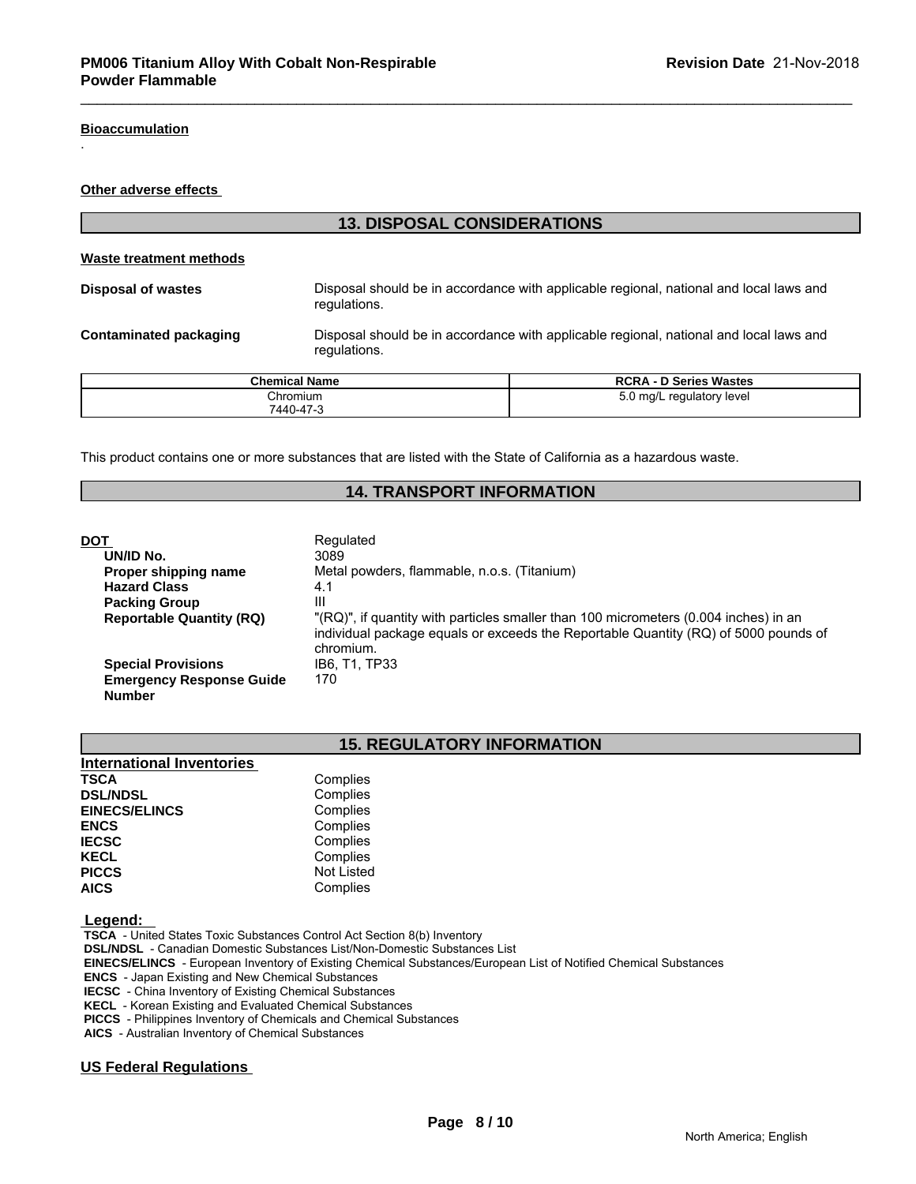**Bioaccumulation**

.

**Other adverse effects**

## 13. DISPOSAL CONSIDERATIONS

**Waste treatment methods**

**Disposal of wastes** Disposal should be in accordance with applicable regional, national and local laws and regulations.

**Contaminated packaging** Disposal should be in accordance with applicable regional, national and local laws and regulations.

| Chemical Name | RCRA - D Series Wastes |
|---|---|
| Chromium<br>7440-47-3 | 5.0 mg/L regulatory level |

This product contains one or more substances that are listed with the State of California as a hazardous waste.

## 14. TRANSPORT INFORMATION

**DOT** Regulated

- **UN/ID No.** 3089
- **Proper shipping name** Metal powders, flammable, n.o.s. (Titanium)
- **Hazard Class** 4.1
- **Packing Group** III
- **Reportable Quantity (RQ)** "(RQ)", if quantity with particles smaller than 100 micrometers (0.004 inches) in an individual package equals or exceeds the Reportable Quantity (RQ) of 5000 pounds of chromium.
- **Special Provisions** IB6, T1, TP33
- **Emergency Response Guide Number** 170

## 15. REGULATORY INFORMATION

**International Inventories**

| | |
|---|---|
| **TSCA** | Complies |
| **DSL/NDSL** | Complies |
| **EINECS/ELINCS** | Complies |
| **ENCS** | Complies |
| **IECSC** | Complies |
| **KECL** | Complies |
| **PICCS** | Not Listed |
| **AICS** | Complies |

**Legend:**

**TSCA** - United States Toxic Substances Control Act Section 8(b) Inventory
**DSL/NDSL** - Canadian Domestic Substances List/Non-Domestic Substances List
**EINECS/ELINCS** - European Inventory of Existing Chemical Substances/European List of Notified Chemical Substances
**ENCS** - Japan Existing and New Chemical Substances
**IECSC** - China Inventory of Existing Chemical Substances
**KECL** - Korean Existing and Evaluated Chemical Substances
**PICCS** - Philippines Inventory of Chemicals and Chemical Substances
**AICS** - Australian Inventory of Chemical Substances

**US Federal Regulations**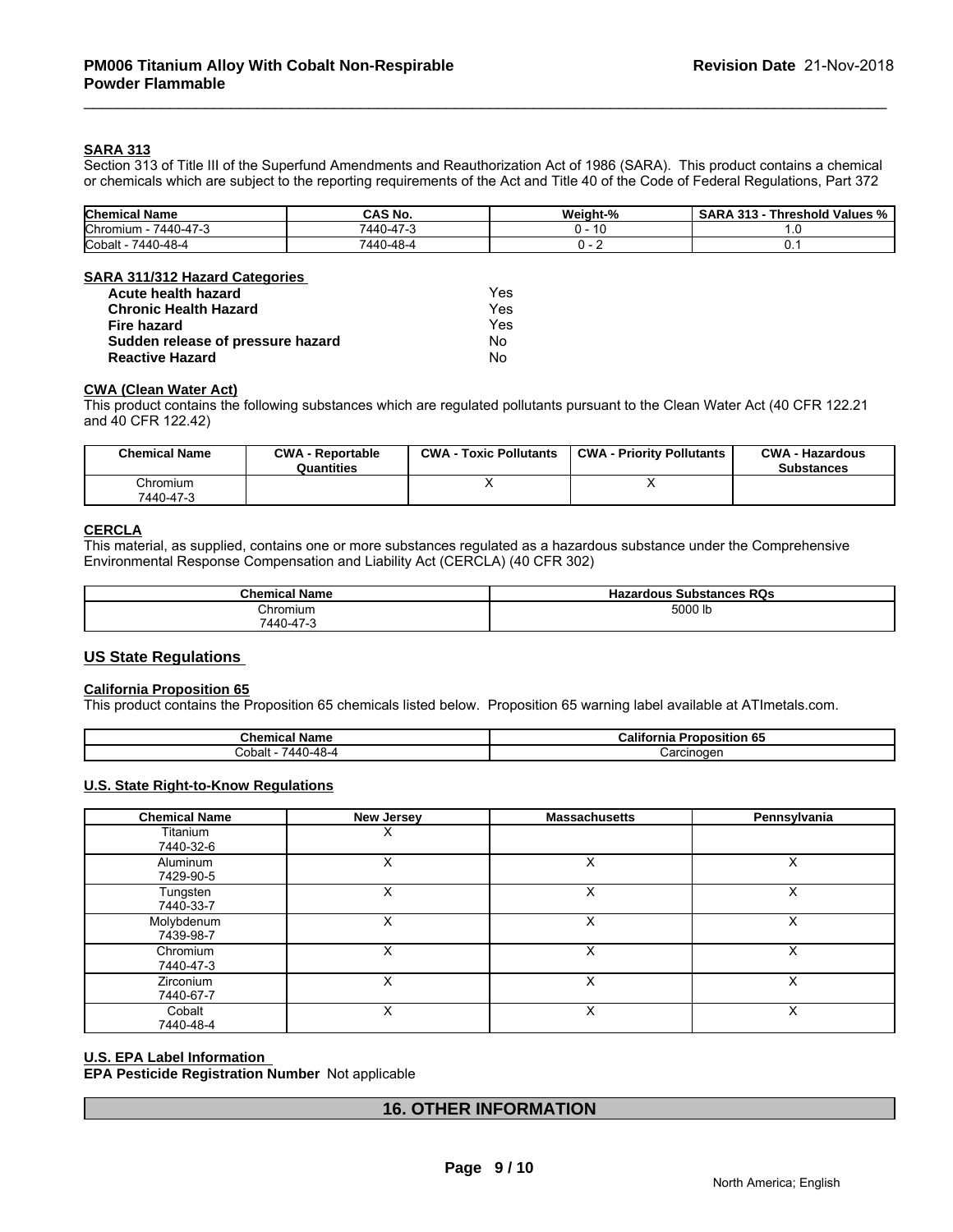#### SARA 313

Section 313 of Title III of the Superfund Amendments and Reauthorization Act of 1986 (SARA). This product contains a chemical or chemicals which are subject to the reporting requirements of the Act and Title 40 of the Code of Federal Regulations, Part 372

| Chemical Name | CAS No. | Weight-% | SARA 313 - Threshold Values % |
|---|---|---|---|
| Chromium - 7440-47-3 | 7440-47-3 | 0 - 10 | 1.0 |
| Cobalt - 7440-48-4 | 7440-48-4 | 0 - 2 | 0.1 |

#### SARA 311/312 Hazard Categories

| | |
|---|---|
| **Acute health hazard** | Yes |
| **Chronic Health Hazard** | Yes |
| **Fire hazard** | Yes |
| **Sudden release of pressure hazard** | No |
| **Reactive Hazard** | No |

#### CWA (Clean Water Act)

This product contains the following substances which are regulated pollutants pursuant to the Clean Water Act (40 CFR 122.21 and 40 CFR 122.42)

| Chemical Name | CWA - Reportable Quantities | CWA - Toxic Pollutants | CWA - Priority Pollutants | CWA - Hazardous Substances |
|---|---|---|---|---|
| Chromium 7440-47-3 | | X | X | |

#### CERCLA

This material, as supplied, contains one or more substances regulated as a hazardous substance under the Comprehensive Environmental Response Compensation and Liability Act (CERCLA) (40 CFR 302)

| Chemical Name | Hazardous Substances RQs |
|---|---|
| Chromium 7440-47-3 | 5000 lb |

### US State Regulations

#### California Proposition 65

This product contains the Proposition 65 chemicals listed below. Proposition 65 warning label available at ATImetals.com.

| Chemical Name | California Proposition 65 |
|---|---|
| Cobalt - 7440-48-4 | Carcinogen |

#### U.S. State Right-to-Know Regulations

| Chemical Name | New Jersey | Massachusetts | Pennsylvania |
|---|---|---|---|
| Titanium 7440-32-6 | X | | |
| Aluminum 7429-90-5 | X | X | X |
| Tungsten 7440-33-7 | X | X | X |
| Molybdenum 7439-98-7 | X | X | X |
| Chromium 7440-47-3 | X | X | X |
| Zirconium 7440-67-7 | X | X | X |
| Cobalt 7440-48-4 | X | X | X |

#### U.S. EPA Label Information

**EPA Pesticide Registration Number** Not applicable

## 16. OTHER INFORMATION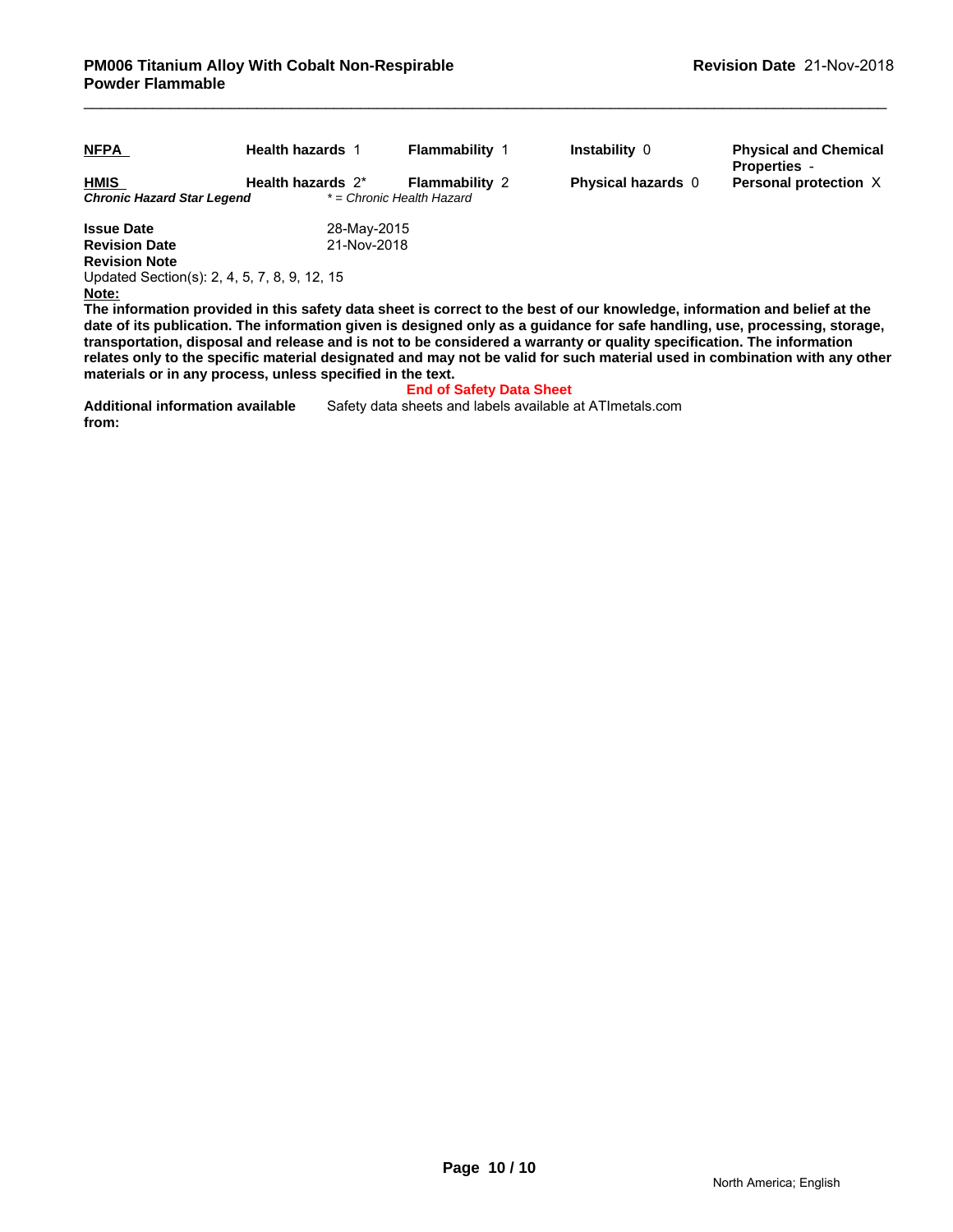| | | | | |
|---|---|---|---|---|
| **NFPA** | **Health hazards** 1 | **Flammability** 1 | **Instability** 0 | **Physical and Chemical Properties** - |
| **HMIS** | **Health hazards** 2* | **Flammability** 2 | **Physical hazards** 0 | **Personal protection** X |

***Chronic Hazard Star Legend*** *\* = Chronic Health Hazard*

**Issue Date** 28-May-2015

**Revision Date** 21-Nov-2018

**Revision Note**

Updated Section(s): 2, 4, 5, 7, 8, 9, 12, 15

**Note:**

**The information provided in this safety data sheet is correct to the best of our knowledge, information and belief at the date of its publication. The information given is designed only as a guidance for safe handling, use, processing, storage, transportation, disposal and release and is not to be considered a warranty or quality specification. The information relates only to the specific material designated and may not be valid for such material used in combination with any other materials or in any process, unless specified in the text.**

**End of Safety Data Sheet**

**Additional information available from:** Safety data sheets and labels available at ATImetals.com

North America; English